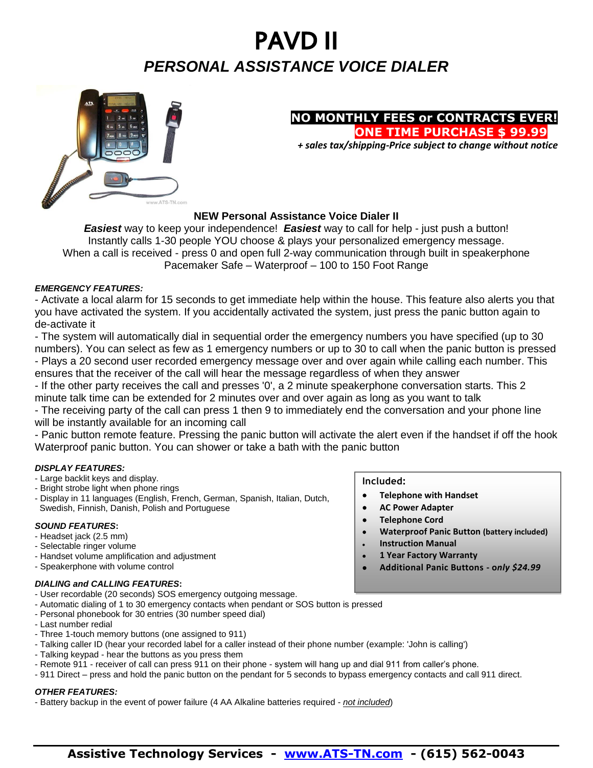# PAVD II

## PERSONAL ASSISTANCE VOICE DIALER

**NO MONTHLY FEES or CONTRACTS EVER!**

**ONE TIME PURCHASE $ 99.99**

***+ sales tax/shipping-Price subject to change without notice***

**NEW Personal Assistance Voice Dialer II**

***Easiest*** way to keep your independence! ***Easiest*** way to call for help - just push a button!
Instantly calls 1-30 people YOU choose & plays your personalized emergency message.
When a call is received - press 0 and open full 2-way communication through built in speakerphone
Pacemaker Safe – Waterproof – 100 to 150 Foot Range

***EMERGENCY FEATURES:***

- Activate a local alarm for 15 seconds to get immediate help within the house. This feature also alerts you that you have activated the system. If you accidentally activated the system, just press the panic button again to de-activate it
- The system will automatically dial in sequential order the emergency numbers you have specified (up to 30 numbers). You can select as few as 1 emergency numbers or up to 30 to call when the panic button is pressed
- Plays a 20 second user recorded emergency message over and over again while calling each number. This ensures that the receiver of the call will hear the message regardless of when they answer
- If the other party receives the call and presses '0', a 2 minute speakerphone conversation starts. This 2 minute talk time can be extended for 2 minutes over and over again as long as you want to talk
- The receiving party of the call can press 1 then 9 to immediately end the conversation and your phone line will be instantly available for an incoming call
- Panic button remote feature. Pressing the panic button will activate the alert even if the handset if off the hook Waterproof panic button. You can shower or take a bath with the panic button

***DISPLAY FEATURES:***

- Large backlit keys and display.
- Bright strobe light when phone rings
- Display in 11 languages (English, French, German, Spanish, Italian, Dutch, Swedish, Finnish, Danish, Polish and Portuguese

***SOUND FEATURES*:**

- Headset jack (2.5 mm)
- Selectable ringer volume
- Handset volume amplification and adjustment
- Speakerphone with volume control

**Included:**

- **Telephone with Handset**
- **AC Power Adapter**
- **Telephone Cord**
- **Waterproof Panic Button (battery included)**
- **Instruction Manual**
- **1 Year Factory Warranty**
- **Additional Panic Buttons - *only $24.99***

***DIALING and CALLING FEATURES*:**

- User recordable (20 seconds) SOS emergency outgoing message.
- Automatic dialing of 1 to 30 emergency contacts when pendant or SOS button is pressed
- Personal phonebook for 30 entries (30 number speed dial)
- Last number redial
- Three 1-touch memory buttons (one assigned to 911)
- Talking caller ID (hear your recorded label for a caller instead of their phone number (example: 'John is calling')
- Talking keypad - hear the buttons as you press them
- Remote 911 - receiver of call can press 911 on their phone - system will hang up and dial 911 from caller's phone.
- 911 Direct – press and hold the panic button on the pendant for 5 seconds to bypass emergency contacts and call 911 direct.

***OTHER FEATURES:***

- Battery backup in the event of power failure (4 AA Alkaline batteries required - *not included*)

**Assistive Technology Services - www.ATS-TN.com - (615) 562-0043**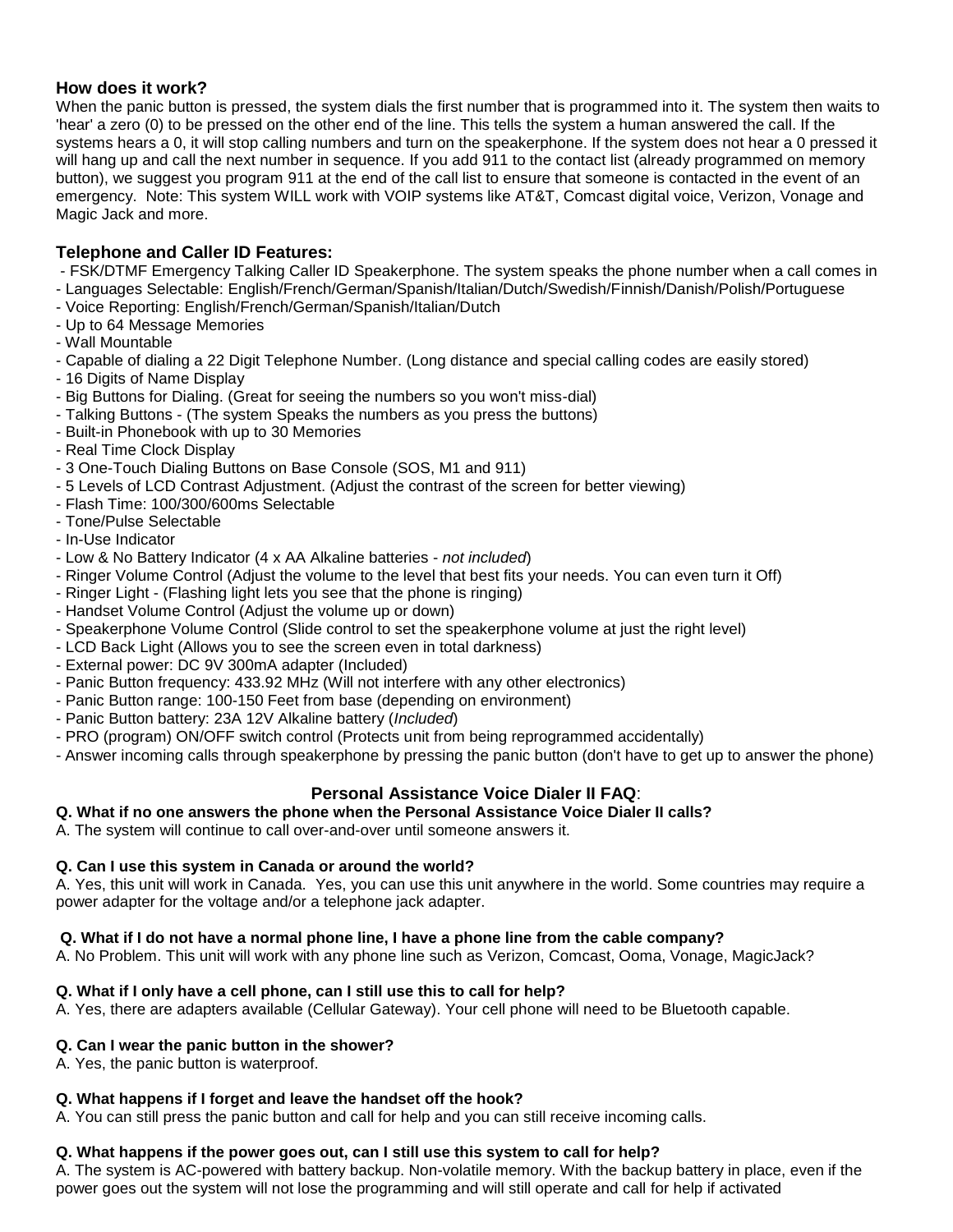### How does it work?

When the panic button is pressed, the system dials the first number that is programmed into it. The system then waits to 'hear' a zero (0) to be pressed on the other end of the line. This tells the system a human answered the call. If the systems hears a 0, it will stop calling numbers and turn on the speakerphone. If the system does not hear a 0 pressed it will hang up and call the next number in sequence. If you add 911 to the contact list (already programmed on memory button), we suggest you program 911 at the end of the call list to ensure that someone is contacted in the event of an emergency. Note: This system WILL work with VOIP systems like AT&T, Comcast digital voice, Verizon, Vonage and Magic Jack and more.

### Telephone and Caller ID Features:

- FSK/DTMF Emergency Talking Caller ID Speakerphone. The system speaks the phone number when a call comes in
- Languages Selectable: English/French/German/Spanish/Italian/Dutch/Swedish/Finnish/Danish/Polish/Portuguese
- Voice Reporting: English/French/German/Spanish/Italian/Dutch
- Up to 64 Message Memories
- Wall Mountable
- Capable of dialing a 22 Digit Telephone Number. (Long distance and special calling codes are easily stored)
- 16 Digits of Name Display
- Big Buttons for Dialing. (Great for seeing the numbers so you won't miss-dial)
- Talking Buttons - (The system Speaks the numbers as you press the buttons)
- Built-in Phonebook with up to 30 Memories
- Real Time Clock Display
- 3 One-Touch Dialing Buttons on Base Console (SOS, M1 and 911)
- 5 Levels of LCD Contrast Adjustment. (Adjust the contrast of the screen for better viewing)
- Flash Time: 100/300/600ms Selectable
- Tone/Pulse Selectable
- In-Use Indicator
- Low & No Battery Indicator (4 x AA Alkaline batteries - *not included*)
- Ringer Volume Control (Adjust the volume to the level that best fits your needs. You can even turn it Off)
- Ringer Light - (Flashing light lets you see that the phone is ringing)
- Handset Volume Control (Adjust the volume up or down)
- Speakerphone Volume Control (Slide control to set the speakerphone volume at just the right level)
- LCD Back Light (Allows you to see the screen even in total darkness)
- External power: DC 9V 300mA adapter (Included)
- Panic Button frequency: 433.92 MHz (Will not interfere with any other electronics)
- Panic Button range: 100-150 Feet from base (depending on environment)
- Panic Button battery: 23A 12V Alkaline battery (*Included*)
- PRO (program) ON/OFF switch control (Protects unit from being reprogrammed accidentally)
- Answer incoming calls through speakerphone by pressing the panic button (don't have to get up to answer the phone)

### Personal Assistance Voice Dialer II FAQ:

**Q. What if no one answers the phone when the Personal Assistance Voice Dialer II calls?**

A. The system will continue to call over-and-over until someone answers it.

**Q. Can I use this system in Canada or around the world?**

A. Yes, this unit will work in Canada. Yes, you can use this unit anywhere in the world. Some countries may require a power adapter for the voltage and/or a telephone jack adapter.

**Q. What if I do not have a normal phone line, I have a phone line from the cable company?**

A. No Problem. This unit will work with any phone line such as Verizon, Comcast, Ooma, Vonage, MagicJack?

**Q. What if I only have a cell phone, can I still use this to call for help?**

A. Yes, there are adapters available (Cellular Gateway). Your cell phone will need to be Bluetooth capable.

**Q. Can I wear the panic button in the shower?**

A. Yes, the panic button is waterproof.

**Q. What happens if I forget and leave the handset off the hook?**

A. You can still press the panic button and call for help and you can still receive incoming calls.

**Q. What happens if the power goes out, can I still use this system to call for help?**

A. The system is AC-powered with battery backup. Non-volatile memory. With the backup battery in place, even if the power goes out the system will not lose the programming and will still operate and call for help if activated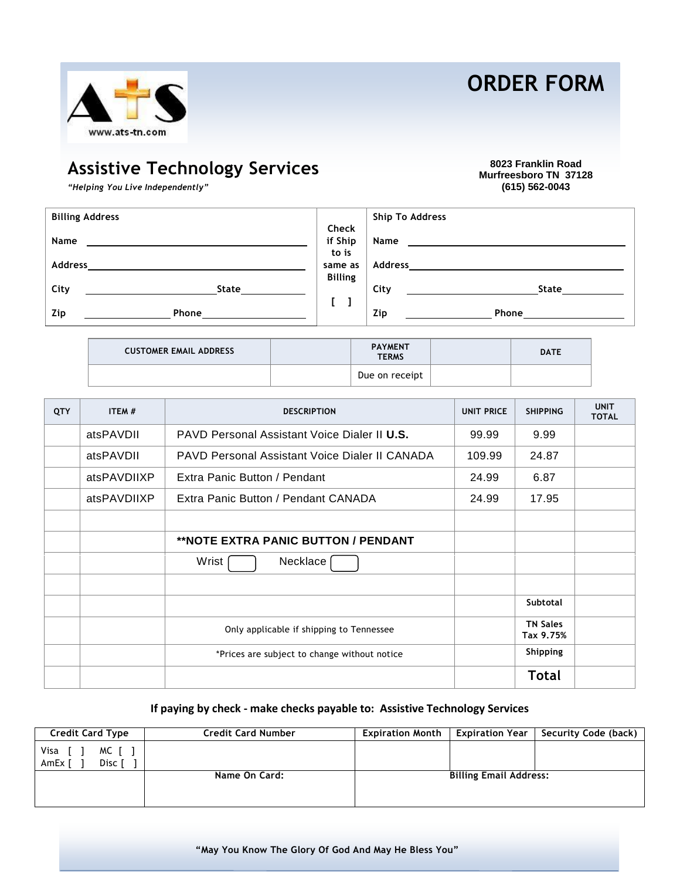# ORDER FORM

www.ats-tn.com

## Assistive Technology Services

*"Helping You Live Independently"*

**8023 Franklin Road**
**Murfreesboro TN 37128**
**(615) 562-0043**

| Billing Address | Check if Ship to is same as Billing | Ship To Address |
|---|---|---|
| Name ______ | [ ] | Name ______ |
| Address ______ | | Address ______ |
| City ______ State ______ | | City ______ State ______ |
| Zip ______ Phone ______ | | Zip ______ Phone ______ |

| CUSTOMER EMAIL ADDRESS | | PAYMENT TERMS | | DATE |
|---|---|---|---|---|
| | | Due on receipt | | |

| QTY | ITEM # | DESCRIPTION | UNIT PRICE | SHIPPING | UNIT TOTAL |
|---|---|---|---|---|---|
| | atsPAVDII | PAVD Personal Assistant Voice Dialer II **U.S.** | 99.99 | 9.99 | |
| | atsPAVDII | PAVD Personal Assistant Voice Dialer II CANADA | 109.99 | 24.87 | |
| | atsPAVDIIXP | Extra Panic Button / Pendant | 24.99 | 6.87 | |
| | atsPAVDIIXP | Extra Panic Button / Pendant CANADA | 24.99 | 17.95 | |
| | | | | | |
| | | **\*\*NOTE EXTRA PANIC BUTTON / PENDANT** | | | |
| | | Wrist [ ] Necklace [ ] | | | |
| | | | | | |
| | | | | Subtotal | |
| | | Only applicable if shipping to Tennessee | | TN Sales Tax 9.75% | |
| | | *Prices are subject to change without notice | | Shipping | |
| | | | | **Total** | |

**If paying by check - make checks payable to: Assistive Technology Services**

| Credit Card Type | Credit Card Number | Expiration Month | Expiration Year | Security Code (back) |
|---|---|---|---|---|
| Visa [ ] MC [ ] AmEx [ ] Disc [ ] | | | | |
| | Name On Card: | Billing Email Address: | | |

**"May You Know The Glory Of God And May He Bless You"**